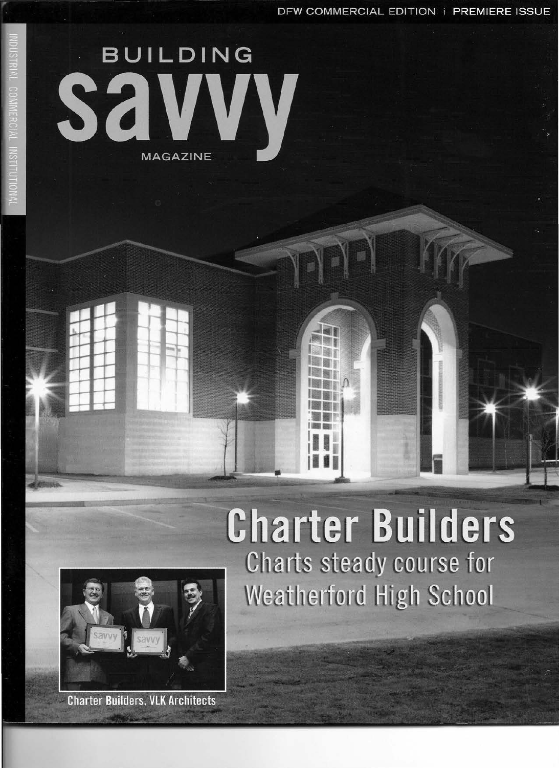DFW COMMERCIAL EDITION | PREMIERE ISSUE

INDUSTRIAL COMMERCIAL INSTITUTIONAL

# BUILDING savvy MAGAZINE

## Charter Builders

### Charts steady course for Weatherford High School

Charter Builders, VLK Architects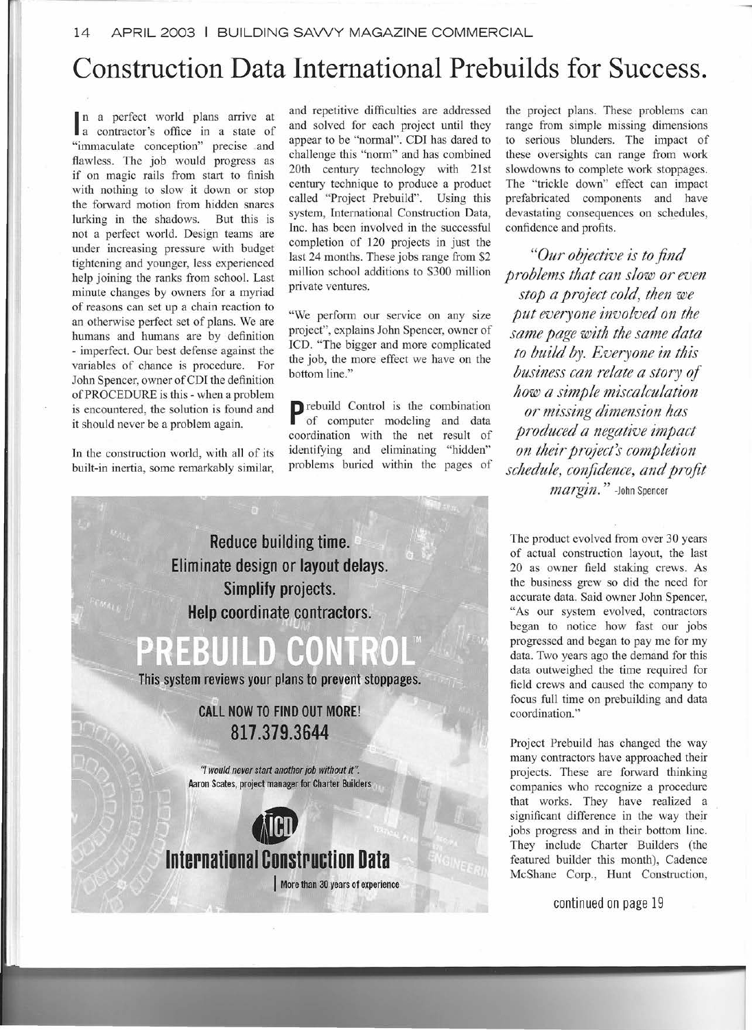# Construction Data International Prebuilds for Success.

In a perfect world plans arrive at a contractor's office in a state of "immaculate conception" precise and flawless. The job would progress as if on magic rails from start to finish with nothing to slow it down or stop the forward motion from hidden snares lurking in the shadows. But this is not a perfect world. Design teams are under increasing pressure with budget tightening and younger, less experienced help joining the ranks from school. Last minute changes by owners for a myriad of reasons can set up a chain reaction to an otherwise perfect set of plans. We are humans and humans are by definition - imperfect. Our best defense against the variables of chance is procedure. For John Spencer, owner of CDI the definition of PROCEDURE is this - when a problem is encountered, the solution is found and it should never be a problem again.

In the construction world, with all of its built-in inertia, some remarkably similar, and repetitive difficulties are addressed and solved for each project until they appear to be "normal". CDI has dared to challenge this "norm" and has combined 20th century technology with 21st century technique to produce a product called "Project Prebuild". Using this system, International Construction Data, Inc. has been involved in the successful completion of 120 projects in just the last 24 months. These jobs range from $2 million school additions to $300 million private ventures.

"We perform our service on any size project", explains John Spencer, owner of ICD. "The bigger and more complicated the job, the more effect we have on the bottom line."

Prebuild Control is the combination of computer modeling and data coordination with the net result of identifying and eliminating "hidden" problems buried within the pages of the project plans. These problems can range from simple missing dimensions to serious blunders. The impact of these oversights can range from work slowdowns to complete work stoppages. The "trickle down" effect can impact prefabricated components and have devastating consequences on schedules, confidence and profits.

> *"Our objective is to find problems that can slow or even stop a project cold, then we put everyone involved on the same page with the same data to build by. Everyone in this business can relate a story of how a simple miscalculation or missing dimension has produced a negative impact on their project's completion schedule, confidence, and profit margin."* -John Spencer

**Reduce building time.**
**Eliminate design or layout delays.**
**Simplify projects.**
**Help coordinate contractors.**

**PREBUILD CONTROL™**

**This system reviews your plans to prevent stoppages.**

**CALL NOW TO FIND OUT MORE!**
**817.379.3644**

*"I would never start another job without it".*
Aaron Scates, project manager for Charter Builders

**International Construction Data**
More than 30 years of experience

The product evolved from over 30 years of actual construction layout, the last 20 as owner field staking crews. As the business grew so did the need for accurate data. Said owner John Spencer, "As our system evolved, contractors began to notice how fast our jobs progressed and began to pay me for my data. Two years ago the demand for this data outweighed the time required for field crews and caused the company to focus full time on prebuilding and data coordination."

Project Prebuild has changed the way many contractors have approached their projects. These are forward thinking companies who recognize a procedure that works. They have realized a significant difference in the way their jobs progress and in their bottom line. They include Charter Builders (the featured builder this month), Cadence McShane Corp., Hunt Construction,

continued on page 19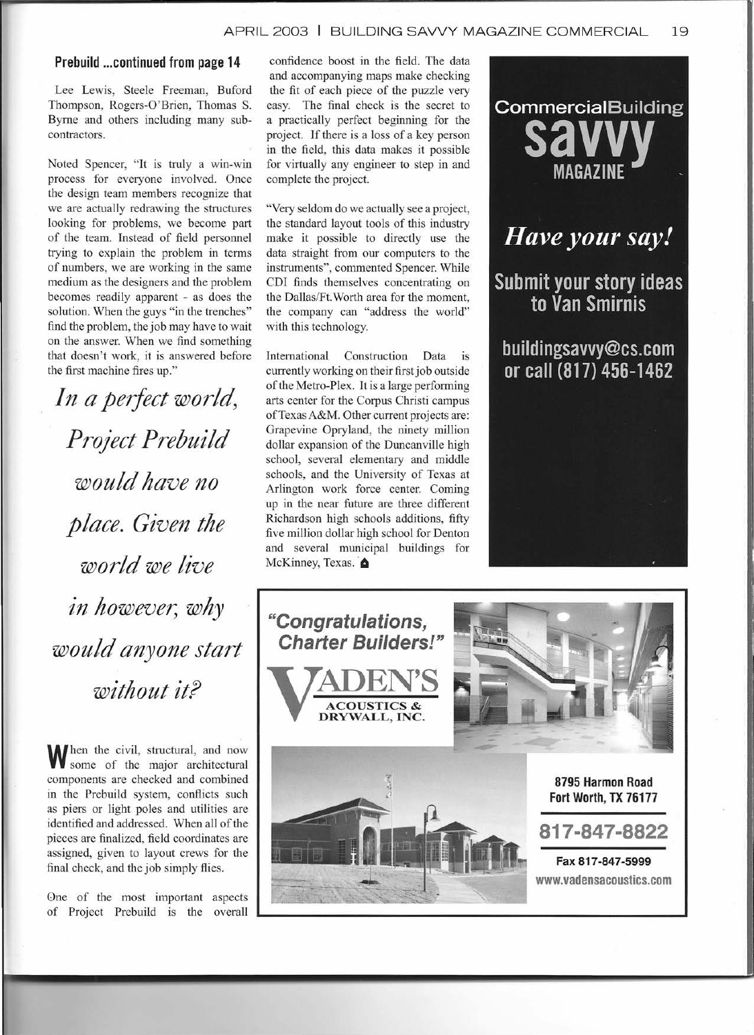## Prebuild ...continued from page 14

Lee Lewis, Steele Freeman, Buford Thompson, Rogers-O'Brien, Thomas S. Byrne and others including many subcontractors.

Noted Spencer, "It is truly a win-win process for everyone involved. Once the design team members recognize that we are actually redrawing the structures looking for problems, we become part of the team. Instead of field personnel trying to explain the problem in terms of numbers, we are working in the same medium as the designers and the problem becomes readily apparent - as does the solution. When the guys "in the trenches" find the problem, the job may have to wait on the answer. When we find something that doesn't work, it is answered before the first machine fires up."

*In a perfect world, Project Prebuild would have no place. Given the world we live in however, why would anyone start without it?*

When the civil, structural, and now some of the major architectural components are checked and combined in the Prebuild system, conflicts such as piers or light poles and utilities are identified and addressed. When all of the pieces are finalized, field coordinates are assigned, given to layout crews for the final check, and the job simply flies.

One of the most important aspects of Project Prebuild is the overall confidence boost in the field. The data and accompanying maps make checking the fit of each piece of the puzzle very easy. The final check is the secret to a practically perfect beginning for the project. If there is a loss of a key person in the field, this data makes it possible for virtually any engineer to step in and complete the project.

"Very seldom do we actually see a project, the standard layout tools of this industry make it possible to directly use the data straight from our computers to the instruments", commented Spencer. While CDI finds themselves concentrating on the Dallas/Ft.Worth area for the moment, the company can "address the world" with this technology.

International Construction Data is currently working on their first job outside of the Metro-Plex. It is a large performing arts center for the Corpus Christi campus of Texas A&M. Other current projects are: Grapevine Opryland, the ninety million dollar expansion of the Duncanville high school, several elementary and middle schools, and the University of Texas at Arlington work force center. Coming up in the near future are three different Richardson high schools additions, fifty five million dollar high school for Denton and several municipal buildings for McKinney, Texas.

**CommercialBuilding Savvy MAGAZINE**

***Have your say!***

**Submit your story ideas to Van Smirnis**

**buildingsavvy@cs.com or call (817) 456-1462**

**"Congratulations, Charter Builders!"**

**VADEN'S ACOUSTICS & DRYWALL, INC.**

**8795 Harmon Road**
**Fort Worth, TX 76177**

**817-847-8822**

**Fax 817-847-5999**
**www.vadensacoustics.com**